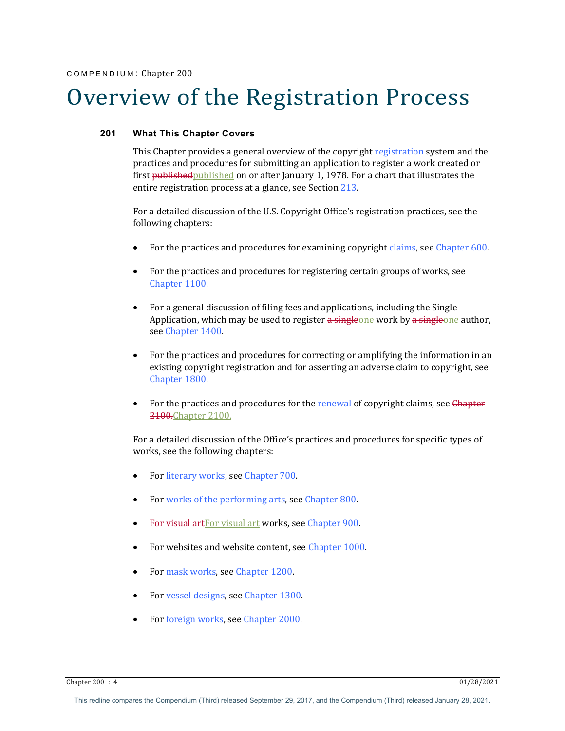COMPENDIUM: Chapter 200

# Overview of the Registration Process

## 201 What This Chapter Covers

This Chapter provides a general overview of the copyright registration system and the practices and procedures for submitting an application to register a work created or first ~~published~~published on or after January 1, 1978. For a chart that illustrates the entire registration process at a glance, see Section 213.

For a detailed discussion of the U.S. Copyright Office's registration practices, see the following chapters:

- For the practices and procedures for examining copyright claims, see Chapter 600.
- For the practices and procedures for registering certain groups of works, see Chapter 1100.
- For a general discussion of filing fees and applications, including the Single Application, which may be used to register ~~a single~~one work by ~~a single~~one author, see Chapter 1400.
- For the practices and procedures for correcting or amplifying the information in an existing copyright registration and for asserting an adverse claim to copyright, see Chapter 1800.
- For the practices and procedures for the renewal of copyright claims, see ~~Chapter 2100.~~Chapter 2100.

For a detailed discussion of the Office's practices and procedures for specific types of works, see the following chapters:

- For literary works, see Chapter 700.
- For works of the performing arts, see Chapter 800.
- ~~For visual art~~For visual art works, see Chapter 900.
- For websites and website content, see Chapter 1000.
- For mask works, see Chapter 1200.
- For vessel designs, see Chapter 1300.
- For foreign works, see Chapter 2000.

This redline compares the Compendium (Third) released September 29, 2017, and the Compendium (Third) released January 28, 2021.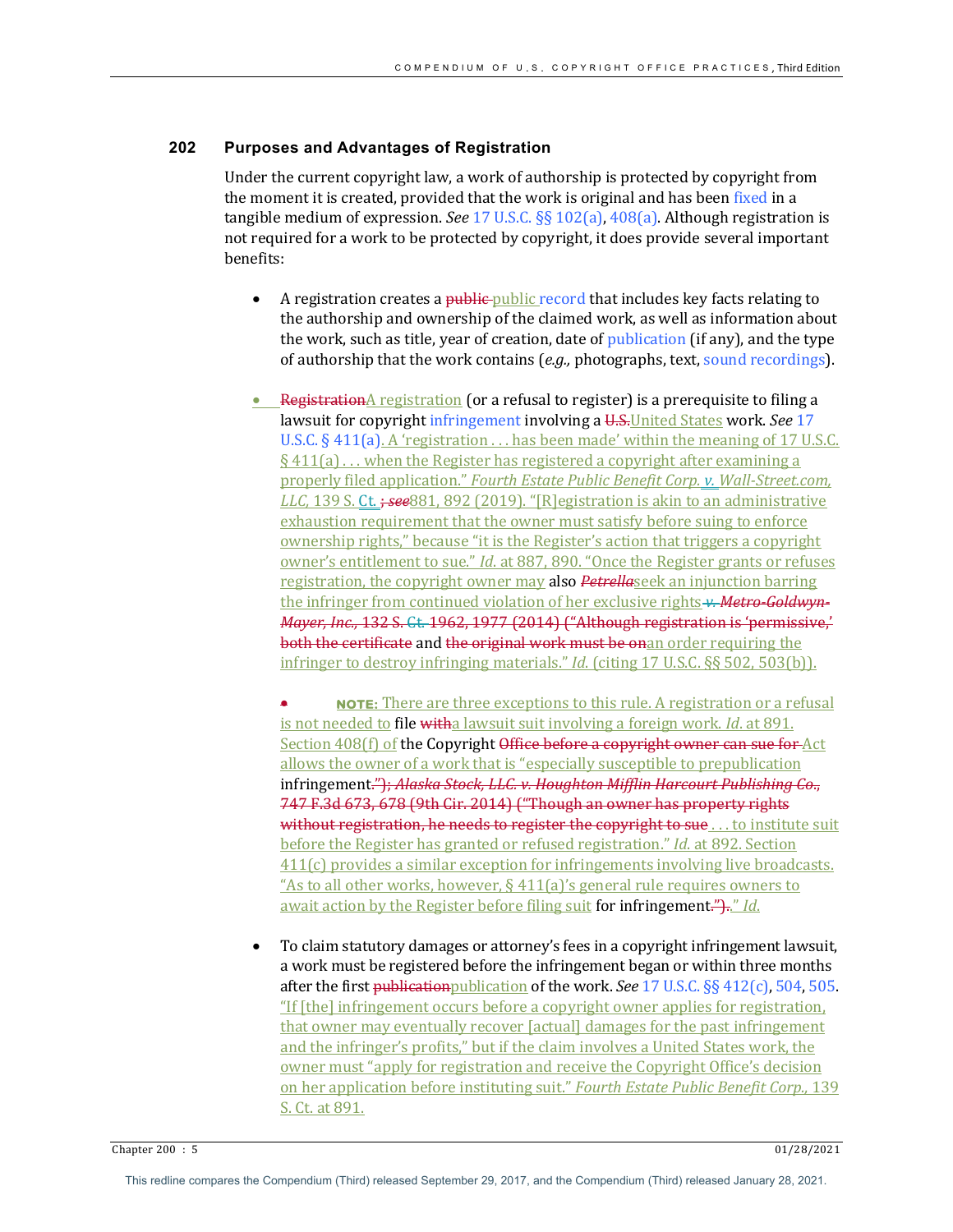## 202 Purposes and Advantages of Registration

Under the current copyright law, a work of authorship is protected by copyright from the moment it is created, provided that the work is original and has been fixed in a tangible medium of expression. *See* 17 U.S.C. §§ 102(a), 408(a). Although registration is not required for a work to be protected by copyright, it does provide several important benefits:

- A registration creates a ~~public~~ public record that includes key facts relating to the authorship and ownership of the claimed work, as well as information about the work, such as title, year of creation, date of publication (if any), and the type of authorship that the work contains (*e.g.,* photographs, text, sound recordings).

- ~~Registration~~A registration (or a refusal to register) is a prerequisite to filing a lawsuit for copyright infringement involving a ~~U.S.~~United States work. *See* 17 U.S.C. § 411(a). A 'registration . . . has been made' within the meaning of 17 U.S.C. § 411(a) . . . when the Register has registered a copyright after examining a properly filed application." *Fourth Estate Public Benefit Corp. v. Wall-Street.com, LLC,* 139 S. Ct. ~~; *see*~~881, 892 (2019). "[R]egistration is akin to an administrative exhaustion requirement that the owner must satisfy before suing to enforce ownership rights," because "it is the Register's action that triggers a copyright owner's entitlement to sue." *Id.* at 887, 890. "Once the Register grants or refuses registration, the copyright owner may also ~~*Petrella*~~seek an injunction barring the infringer from continued violation of her exclusive rights ~~*v. Metro-Goldwyn-Mayer, Inc.*, 132 S. Ct. 1962, 1977 (2014) ("Although registration is 'permissive,' both the certificate~~ and ~~the original work must be on~~an order requiring the infringer to destroy infringing materials." *Id.* (citing 17 U.S.C. §§ 502, 503(b)).

  ~~•~~ **NOTE:** There are three exceptions to this rule. A registration or a refusal is not needed to file ~~with~~a lawsuit suit involving a foreign work. *Id.* at 891. Section 408(f) of the Copyright ~~Office before a copyright owner can sue for~~ Act allows the owner of a work that is "especially susceptible to prepublication infringement.~~"); *Alaska Stock, LLC. v. Houghton Mifflin Harcourt Publishing Co.*, 747 F.3d 673, 678 (9th Cir. 2014) ("Though an owner has property rights without registration, he needs to register the copyright to sue~~ . . . to institute suit before the Register has granted or refused registration." *Id.* at 892. Section 411(c) provides a similar exception for infringements involving live broadcasts. "As to all other works, however, § 411(a)'s general rule requires owners to await action by the Register before filing suit for infringement.~~").~~" *Id.*

- To claim statutory damages or attorney's fees in a copyright infringement lawsuit, a work must be registered before the infringement began or within three months after the first ~~publication~~publication of the work. *See* 17 U.S.C. §§ 412(c), 504, 505. "If [the] infringement occurs before a copyright owner applies for registration, that owner may eventually recover [actual] damages for the past infringement and the infringer's profits," but if the claim involves a United States work, the owner must "apply for registration and receive the Copyright Office's decision on her application before instituting suit." *Fourth Estate Public Benefit Corp.,* 139 S. Ct. at 891.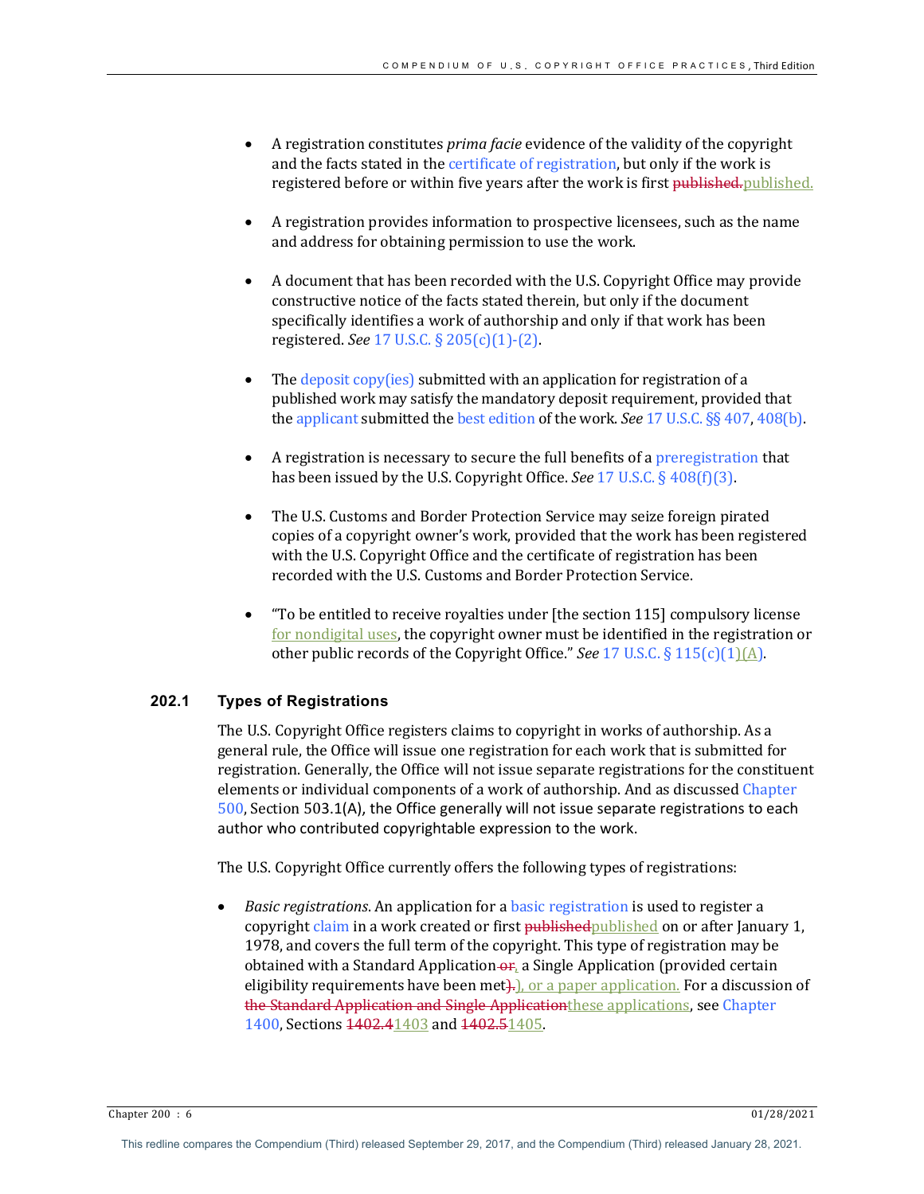- A registration constitutes *prima facie* evidence of the validity of the copyright and the facts stated in the certificate of registration, but only if the work is registered before or within five years after the work is first ~~published.~~published.

- A registration provides information to prospective licensees, such as the name and address for obtaining permission to use the work.

- A document that has been recorded with the U.S. Copyright Office may provide constructive notice of the facts stated therein, but only if the document specifically identifies a work of authorship and only if that work has been registered. *See* 17 U.S.C. § 205(c)(1)-(2).

- The deposit copy(ies) submitted with an application for registration of a published work may satisfy the mandatory deposit requirement, provided that the applicant submitted the best edition of the work. *See* 17 U.S.C. §§ 407, 408(b).

- A registration is necessary to secure the full benefits of a preregistration that has been issued by the U.S. Copyright Office. *See* 17 U.S.C. § 408(f)(3).

- The U.S. Customs and Border Protection Service may seize foreign pirated copies of a copyright owner's work, provided that the work has been registered with the U.S. Copyright Office and the certificate of registration has been recorded with the U.S. Customs and Border Protection Service.

- "To be entitled to receive royalties under [the section 115] compulsory license for nondigital uses, the copyright owner must be identified in the registration or other public records of the Copyright Office." *See* 17 U.S.C. § 115(c)(1)(A).

### 202.1 Types of Registrations

The U.S. Copyright Office registers claims to copyright in works of authorship. As a general rule, the Office will issue one registration for each work that is submitted for registration. Generally, the Office will not issue separate registrations for the constituent elements or individual components of a work of authorship. And as discussed Chapter 500, Section 503.1(A), the Office generally will not issue separate registrations to each author who contributed copyrightable expression to the work.

The U.S. Copyright Office currently offers the following types of registrations:

- *Basic registrations*. An application for a basic registration is used to register a copyright claim in a work created or first ~~published~~published on or after January 1, 1978, and covers the full term of the copyright. This type of registration may be obtained with a Standard Application ~~or~~, a Single Application (provided certain eligibility requirements have been met~~).~~), or a paper application. For a discussion of ~~the Standard Application and Single Application~~these applications, see Chapter 1400, Sections ~~1402.4~~1403 and ~~1402.5~~1405.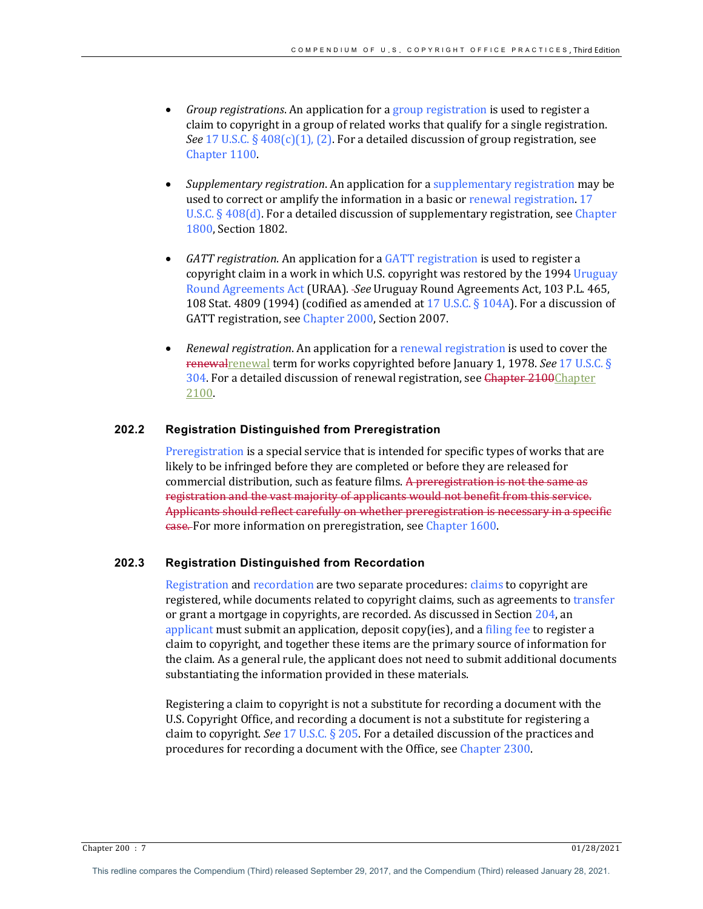- *Group registrations*. An application for a group registration is used to register a claim to copyright in a group of related works that qualify for a single registration. *See* 17 U.S.C. § 408(c)(1), (2). For a detailed discussion of group registration, see Chapter 1100.

- *Supplementary registration*. An application for a supplementary registration may be used to correct or amplify the information in a basic or renewal registration. 17 U.S.C. § 408(d). For a detailed discussion of supplementary registration, see Chapter 1800, Section 1802.

- *GATT registration*. An application for a GATT registration is used to register a copyright claim in a work in which U.S. copyright was restored by the 1994 Uruguay Round Agreements Act (URAA). ~~ ~~*See* Uruguay Round Agreements Act, 103 P.L. 465, 108 Stat. 4809 (1994) (codified as amended at 17 U.S.C. § 104A). For a discussion of GATT registration, see Chapter 2000, Section 2007.

- *Renewal registration*. An application for a renewal registration is used to cover the ~~renewal~~renewal term for works copyrighted before January 1, 1978. *See* 17 U.S.C. § 304. For a detailed discussion of renewal registration, see ~~Chapter 2100~~Chapter 2100.

### 202.2 Registration Distinguished from Preregistration

Preregistration is a special service that is intended for specific types of works that are likely to be infringed before they are completed or before they are released for commercial distribution, such as feature films. ~~A preregistration is not the same as registration and the vast majority of applicants would not benefit from this service. Applicants should reflect carefully on whether preregistration is necessary in a specific case.~~ For more information on preregistration, see Chapter 1600.

### 202.3 Registration Distinguished from Recordation

Registration and recordation are two separate procedures: claims to copyright are registered, while documents related to copyright claims, such as agreements to transfer or grant a mortgage in copyrights, are recorded. As discussed in Section 204, an applicant must submit an application, deposit copy(ies), and a filing fee to register a claim to copyright, and together these items are the primary source of information for the claim. As a general rule, the applicant does not need to submit additional documents substantiating the information provided in these materials.

Registering a claim to copyright is not a substitute for recording a document with the U.S. Copyright Office, and recording a document is not a substitute for registering a claim to copyright. *See* 17 U.S.C. § 205. For a detailed discussion of the practices and procedures for recording a document with the Office, see Chapter 2300.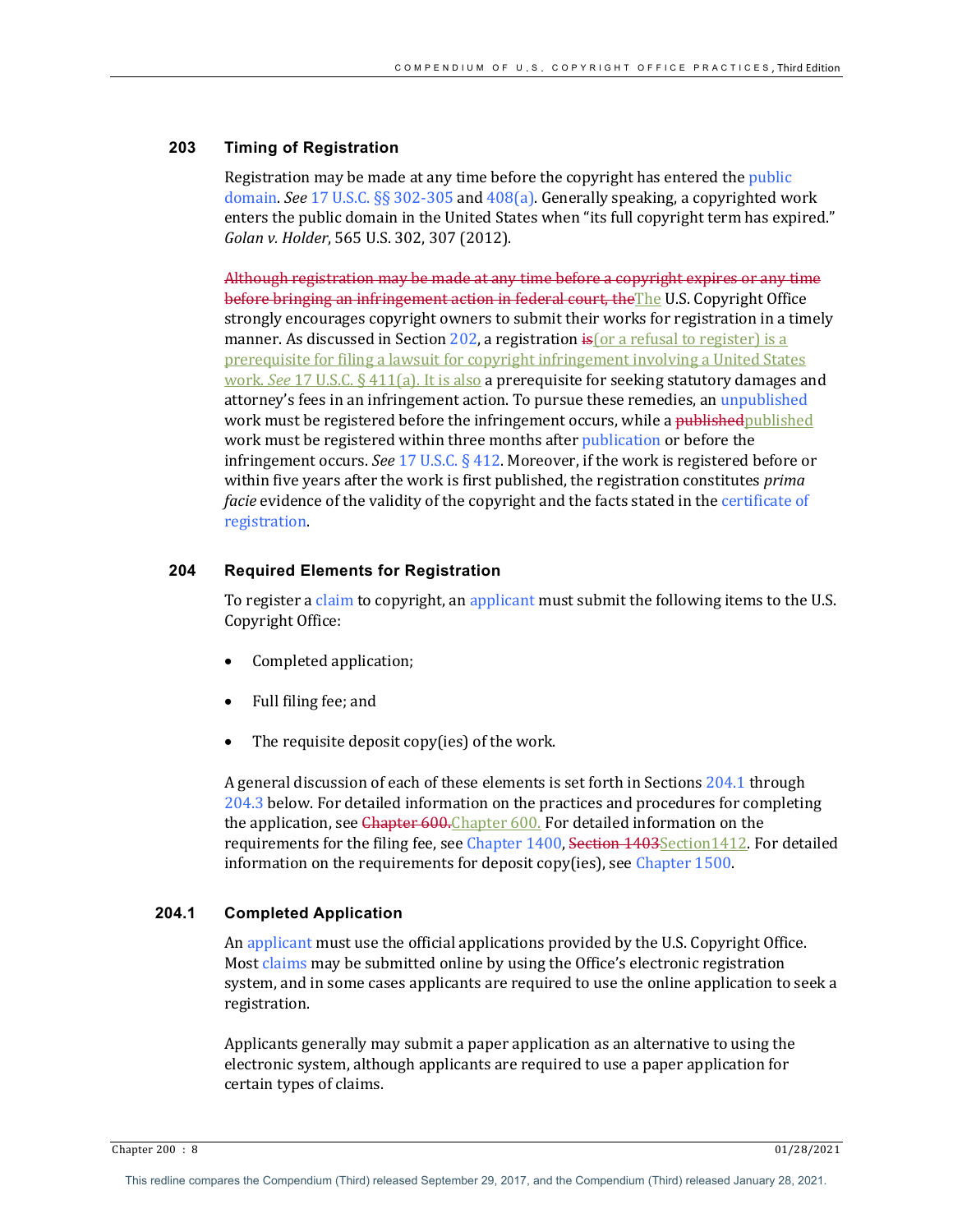## 203 Timing of Registration

Registration may be made at any time before the copyright has entered the public domain. *See* 17 U.S.C. §§ 302-305 and 408(a). Generally speaking, a copyrighted work enters the public domain in the United States when "its full copyright term has expired." *Golan v. Holder*, 565 U.S. 302, 307 (2012).

~~Although registration may be made at any time before a copyright expires or any time before bringing an infringement action in federal court, the~~The U.S. Copyright Office strongly encourages copyright owners to submit their works for registration in a timely manner. As discussed in Section 202, a registration ~~is~~(or a refusal to register) is a prerequisite for filing a lawsuit for copyright infringement involving a United States work. *See* 17 U.S.C. § 411(a). It is also a prerequisite for seeking statutory damages and attorney's fees in an infringement action. To pursue these remedies, an unpublished work must be registered before the infringement occurs, while a ~~published~~published work must be registered within three months after publication or before the infringement occurs. *See* 17 U.S.C. § 412. Moreover, if the work is registered before or within five years after the work is first published, the registration constitutes *prima facie* evidence of the validity of the copyright and the facts stated in the certificate of registration.

## 204 Required Elements for Registration

To register a claim to copyright, an applicant must submit the following items to the U.S. Copyright Office:

- Completed application;
- Full filing fee; and
- The requisite deposit copy(ies) of the work.

A general discussion of each of these elements is set forth in Sections 204.1 through 204.3 below. For detailed information on the practices and procedures for completing the application, see ~~Chapter 600.~~Chapter 600. For detailed information on the requirements for the filing fee, see Chapter 1400, ~~Section 1403~~Section1412. For detailed information on the requirements for deposit copy(ies), see Chapter 1500.

## 204.1 Completed Application

An applicant must use the official applications provided by the U.S. Copyright Office. Most claims may be submitted online by using the Office's electronic registration system, and in some cases applicants are required to use the online application to seek a registration.

Applicants generally may submit a paper application as an alternative to using the electronic system, although applicants are required to use a paper application for certain types of claims.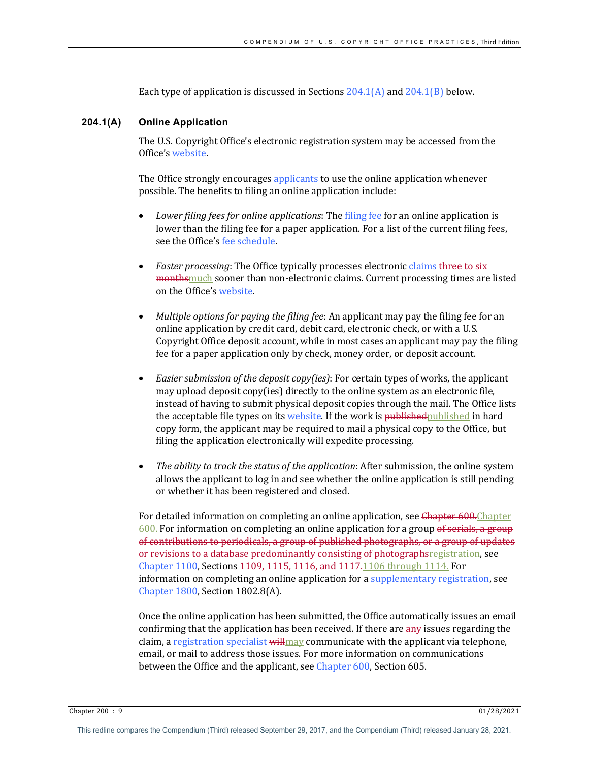Each type of application is discussed in Sections 204.1(A) and 204.1(B) below.

### 204.1(A) Online Application

The U.S. Copyright Office's electronic registration system may be accessed from the Office's website.

The Office strongly encourages applicants to use the online application whenever possible. The benefits to filing an online application include:

- *Lower filing fees for online applications*: The filing fee for an online application is lower than the filing fee for a paper application. For a list of the current filing fees, see the Office's fee schedule.

- *Faster processing*: The Office typically processes electronic claims ~~three to six months~~much sooner than non-electronic claims. Current processing times are listed on the Office's website.

- *Multiple options for paying the filing fee*: An applicant may pay the filing fee for an online application by credit card, debit card, electronic check, or with a U.S. Copyright Office deposit account, while in most cases an applicant may pay the filing fee for a paper application only by check, money order, or deposit account.

- *Easier submission of the deposit copy(ies)*: For certain types of works, the applicant may upload deposit copy(ies) directly to the online system as an electronic file, instead of having to submit physical deposit copies through the mail. The Office lists the acceptable file types on its website. If the work is ~~published~~published in hard copy form, the applicant may be required to mail a physical copy to the Office, but filing the application electronically will expedite processing.

- *The ability to track the status of the application*: After submission, the online system allows the applicant to log in and see whether the online application is still pending or whether it has been registered and closed.

For detailed information on completing an online application, see ~~Chapter 600.~~Chapter 600. For information on completing an online application for a group ~~of serials, a group of contributions to periodicals, a group of published photographs, or a group of updates or revisions to a database predominantly consisting of photographs~~registration, see Chapter 1100, Sections ~~1109, 1115, 1116, and 1117.~~1106 through 1114. For information on completing an online application for a supplementary registration, see Chapter 1800, Section 1802.8(A).

Once the online application has been submitted, the Office automatically issues an email confirming that the application has been received. If there are ~~any~~ issues regarding the claim, a registration specialist ~~will~~may communicate with the applicant via telephone, email, or mail to address those issues. For more information on communications between the Office and the applicant, see Chapter 600, Section 605.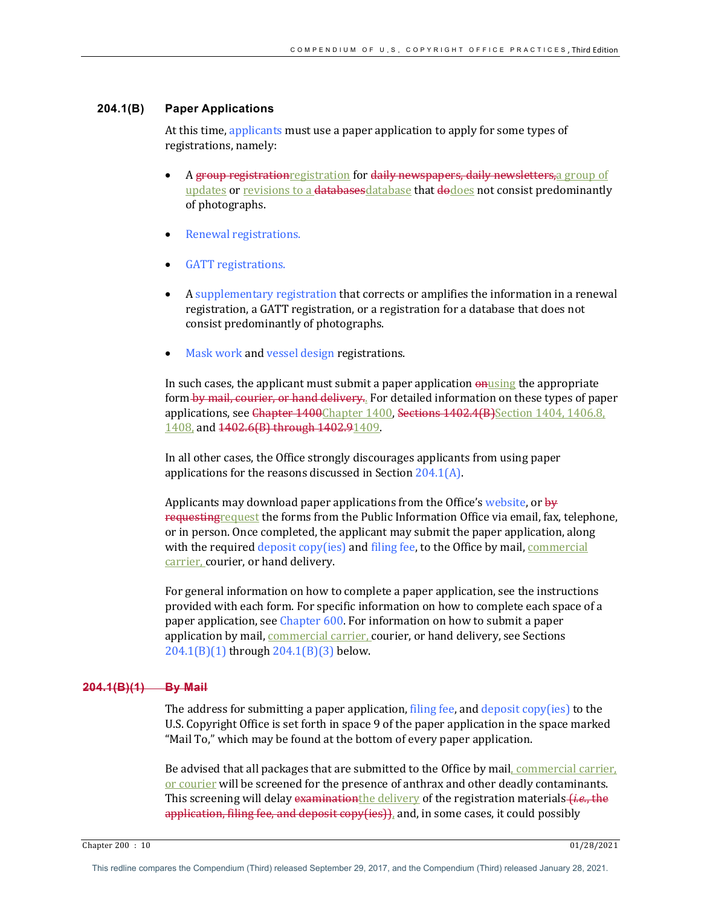### 204.1(B) Paper Applications

At this time, applicants must use a paper application to apply for some types of registrations, namely:

- A ~~group registration~~registration for ~~daily newspapers, daily newsletters,~~a group of updates or revisions to a ~~databases~~database that ~~do~~does not consist predominantly of photographs.
- Renewal registrations.
- GATT registrations.
- A supplementary registration that corrects or amplifies the information in a renewal registration, a GATT registration, or a registration for a database that does not consist predominantly of photographs.
- Mask work and vessel design registrations.

In such cases, the applicant must submit a paper application ~~on~~using the appropriate form ~~by mail, courier, or hand delivery.~~. For detailed information on these types of paper applications, see ~~Chapter 1400~~Chapter 1400, ~~Sections 1402.4(B)~~Section 1404, 1406.8, 1408, and ~~1402.6(B) through 1402.9~~1409.

In all other cases, the Office strongly discourages applicants from using paper applications for the reasons discussed in Section 204.1(A).

Applicants may download paper applications from the Office's website, or ~~by requesting~~request the forms from the Public Information Office via email, fax, telephone, or in person. Once completed, the applicant may submit the paper application, along with the required deposit copy(ies) and filing fee, to the Office by mail, commercial carrier, courier, or hand delivery.

For general information on how to complete a paper application, see the instructions provided with each form. For specific information on how to complete each space of a paper application, see Chapter 600. For information on how to submit a paper application by mail, commercial carrier, courier, or hand delivery, see Sections 204.1(B)(1) through 204.1(B)(3) below.

#### ~~204.1(B)(1) By Mail~~

The address for submitting a paper application, filing fee, and deposit copy(ies) to the U.S. Copyright Office is set forth in space 9 of the paper application in the space marked "Mail To," which may be found at the bottom of every paper application.

Be advised that all packages that are submitted to the Office by mail, commercial carrier, or courier will be screened for the presence of anthrax and other deadly contaminants. This screening will delay ~~examination~~the delivery of the registration materials ~~(*i.e.*, the application, filing fee, and deposit copy(ies))~~, and, in some cases, it could possibly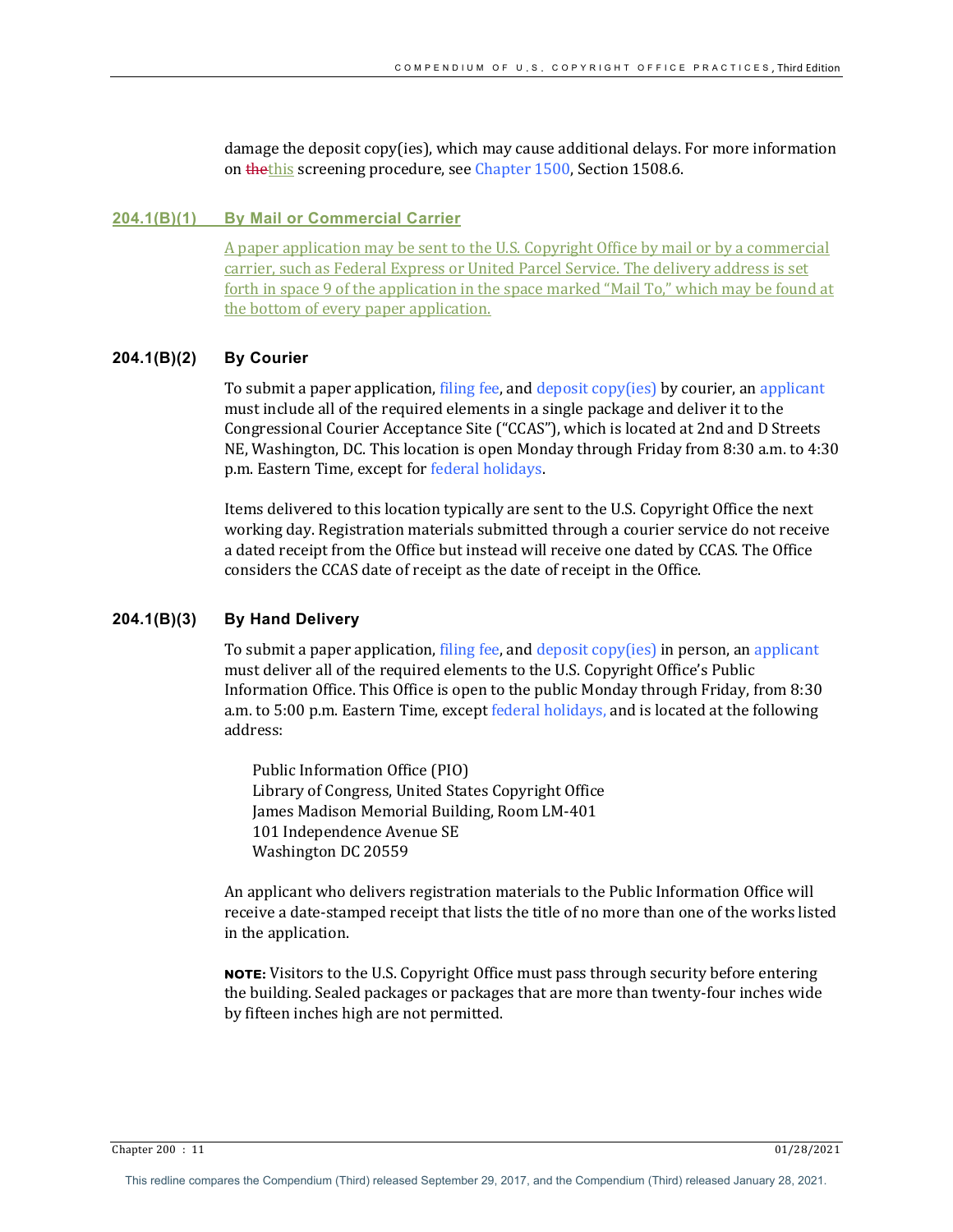damage the deposit copy(ies), which may cause additional delays. For more information on ~~the~~this screening procedure, see Chapter 1500, Section 1508.6.

#### 204.1(B)(1) By Mail or Commercial Carrier

A paper application may be sent to the U.S. Copyright Office by mail or by a commercial carrier, such as Federal Express or United Parcel Service. The delivery address is set forth in space 9 of the application in the space marked "Mail To," which may be found at the bottom of every paper application.

#### 204.1(B)(2) By Courier

To submit a paper application, filing fee, and deposit copy(ies) by courier, an applicant must include all of the required elements in a single package and deliver it to the Congressional Courier Acceptance Site ("CCAS"), which is located at 2nd and D Streets NE, Washington, DC. This location is open Monday through Friday from 8:30 a.m. to 4:30 p.m. Eastern Time, except for federal holidays.

Items delivered to this location typically are sent to the U.S. Copyright Office the next working day. Registration materials submitted through a courier service do not receive a dated receipt from the Office but instead will receive one dated by CCAS. The Office considers the CCAS date of receipt as the date of receipt in the Office.

#### 204.1(B)(3) By Hand Delivery

To submit a paper application, filing fee, and deposit copy(ies) in person, an applicant must deliver all of the required elements to the U.S. Copyright Office's Public Information Office. This Office is open to the public Monday through Friday, from 8:30 a.m. to 5:00 p.m. Eastern Time, except federal holidays, and is located at the following address:

Public Information Office (PIO)
Library of Congress, United States Copyright Office
James Madison Memorial Building, Room LM-401
101 Independence Avenue SE
Washington DC 20559

An applicant who delivers registration materials to the Public Information Office will receive a date-stamped receipt that lists the title of no more than one of the works listed in the application.

**NOTE:** Visitors to the U.S. Copyright Office must pass through security before entering the building. Sealed packages or packages that are more than twenty-four inches wide by fifteen inches high are not permitted.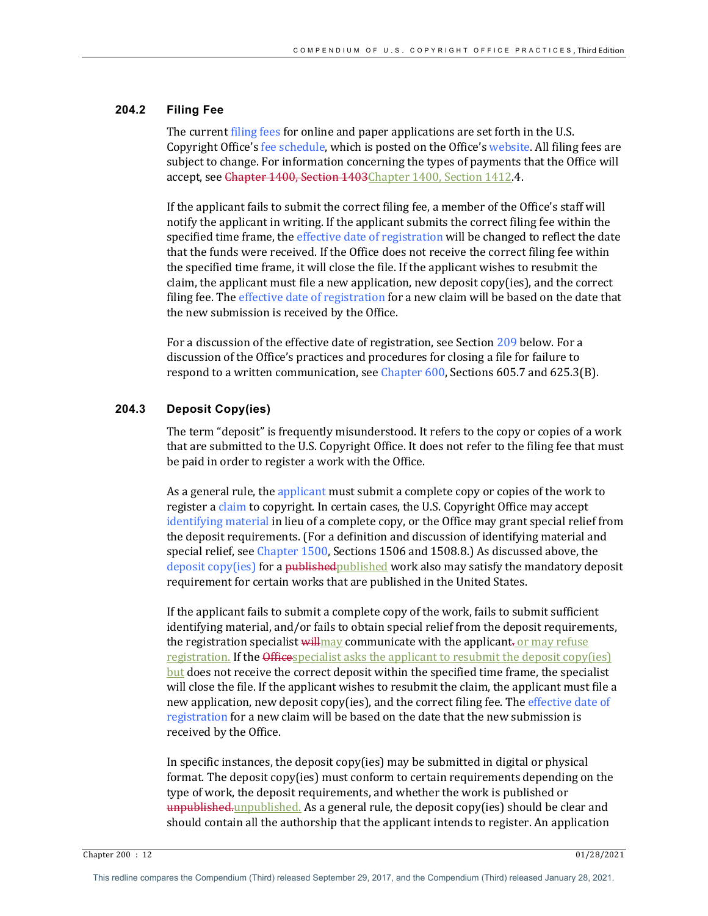### 204.2 Filing Fee

The current filing fees for online and paper applications are set forth in the U.S. Copyright Office's fee schedule, which is posted on the Office's website. All filing fees are subject to change. For information concerning the types of payments that the Office will accept, see ~~Chapter 1400, Section 1403~~Chapter 1400, Section 1412.4.

If the applicant fails to submit the correct filing fee, a member of the Office's staff will notify the applicant in writing. If the applicant submits the correct filing fee within the specified time frame, the effective date of registration will be changed to reflect the date that the funds were received. If the Office does not receive the correct filing fee within the specified time frame, it will close the file. If the applicant wishes to resubmit the claim, the applicant must file a new application, new deposit copy(ies), and the correct filing fee. The effective date of registration for a new claim will be based on the date that the new submission is received by the Office.

For a discussion of the effective date of registration, see Section 209 below. For a discussion of the Office's practices and procedures for closing a file for failure to respond to a written communication, see Chapter 600, Sections 605.7 and 625.3(B).

### 204.3 Deposit Copy(ies)

The term "deposit" is frequently misunderstood. It refers to the copy or copies of a work that are submitted to the U.S. Copyright Office. It does not refer to the filing fee that must be paid in order to register a work with the Office.

As a general rule, the applicant must submit a complete copy or copies of the work to register a claim to copyright. In certain cases, the U.S. Copyright Office may accept identifying material in lieu of a complete copy, or the Office may grant special relief from the deposit requirements. (For a definition and discussion of identifying material and special relief, see Chapter 1500, Sections 1506 and 1508.8.) As discussed above, the deposit copy(ies) for a ~~published~~published work also may satisfy the mandatory deposit requirement for certain works that are published in the United States.

If the applicant fails to submit a complete copy of the work, fails to submit sufficient identifying material, and/or fails to obtain special relief from the deposit requirements, the registration specialist ~~will~~may communicate with the applicant~~.~~ or may refuse registration. If the ~~Office~~specialist asks the applicant to resubmit the deposit copy(ies) but does not receive the correct deposit within the specified time frame, the specialist will close the file. If the applicant wishes to resubmit the claim, the applicant must file a new application, new deposit copy(ies), and the correct filing fee. The effective date of registration for a new claim will be based on the date that the new submission is received by the Office.

In specific instances, the deposit copy(ies) may be submitted in digital or physical format. The deposit copy(ies) must conform to certain requirements depending on the type of work, the deposit requirements, and whether the work is published or ~~unpublished.~~unpublished. As a general rule, the deposit copy(ies) should be clear and should contain all the authorship that the applicant intends to register. An application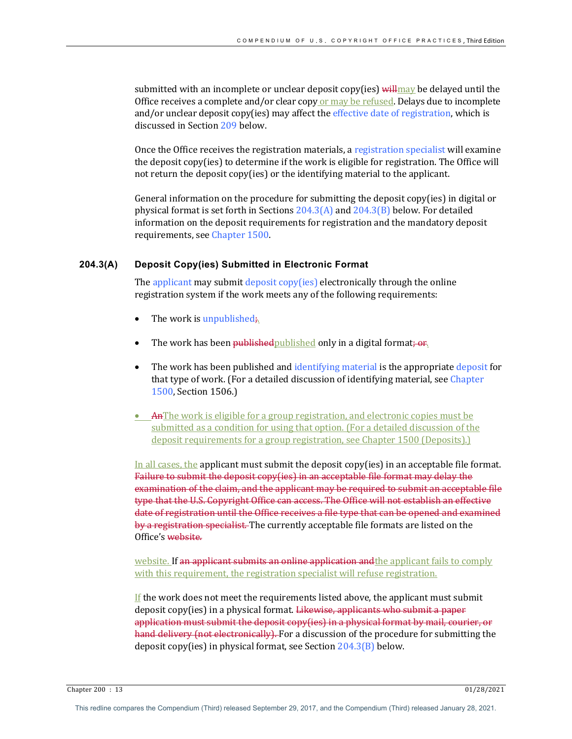submitted with an incomplete or unclear deposit copy(ies) ~~will~~may be delayed until the Office receives a complete and/or clear copy or may be refused. Delays due to incomplete and/or unclear deposit copy(ies) may affect the effective date of registration, which is discussed in Section 209 below.

Once the Office receives the registration materials, a registration specialist will examine the deposit copy(ies) to determine if the work is eligible for registration. The Office will not return the deposit copy(ies) or the identifying material to the applicant.

General information on the procedure for submitting the deposit copy(ies) in digital or physical format is set forth in Sections 204.3(A) and 204.3(B) below. For detailed information on the deposit requirements for registration and the mandatory deposit requirements, see Chapter 1500.

### 204.3(A) Deposit Copy(ies) Submitted in Electronic Format

The applicant may submit deposit copy(ies) electronically through the online registration system if the work meets any of the following requirements:

- The work is unpublished~~;~~.
- The work has been ~~published~~published only in a digital format~~; or~~.
- The work has been published and identifying material is the appropriate deposit for that type of work. (For a detailed discussion of identifying material, see Chapter 1500, Section 1506.)
- ~~An~~The work is eligible for a group registration, and electronic copies must be submitted as a condition for using that option. (For a detailed discussion of the deposit requirements for a group registration, see Chapter 1500 (Deposits).)

In all cases, the applicant must submit the deposit copy(ies) in an acceptable file format. ~~Failure to submit the deposit copy(ies) in an acceptable file format may delay the examination of the claim, and the applicant may be required to submit an acceptable file type that the U.S. Copyright Office can access. The Office will not establish an effective date of registration until the Office receives a file type that can be opened and examined by a registration specialist.~~ The currently acceptable file formats are listed on the Office's ~~website.~~

website. If ~~an applicant submits an online application and~~the applicant fails to comply with this requirement, the registration specialist will refuse registration.

If the work does not meet the requirements listed above, the applicant must submit deposit copy(ies) in a physical format. ~~Likewise, applicants who submit a paper application must submit the deposit copy(ies) in a physical format by mail, courier, or hand delivery (not electronically).~~ For a discussion of the procedure for submitting the deposit copy(ies) in physical format, see Section 204.3(B) below.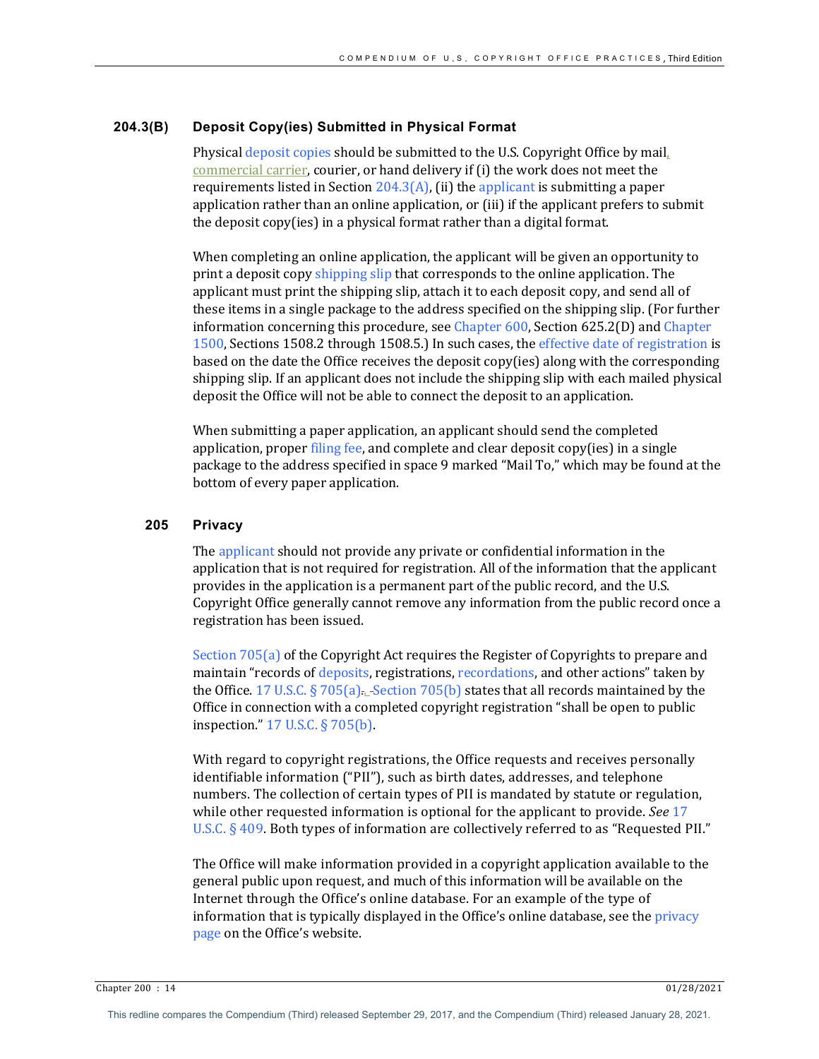### 204.3(B) Deposit Copy(ies) Submitted in Physical Format

Physical deposit copies should be submitted to the U.S. Copyright Office by mail, commercial carrier, courier, or hand delivery if (i) the work does not meet the requirements listed in Section 204.3(A), (ii) the applicant is submitting a paper application rather than an online application, or (iii) if the applicant prefers to submit the deposit copy(ies) in a physical format rather than a digital format.

When completing an online application, the applicant will be given an opportunity to print a deposit copy shipping slip that corresponds to the online application. The applicant must print the shipping slip, attach it to each deposit copy, and send all of these items in a single package to the address specified on the shipping slip. (For further information concerning this procedure, see Chapter 600, Section 625.2(D) and Chapter 1500, Sections 1508.2 through 1508.5.) In such cases, the effective date of registration is based on the date the Office receives the deposit copy(ies) along with the corresponding shipping slip. If an applicant does not include the shipping slip with each mailed physical deposit the Office will not be able to connect the deposit to an application.

When submitting a paper application, an applicant should send the completed application, proper filing fee, and complete and clear deposit copy(ies) in a single package to the address specified in space 9 marked "Mail To," which may be found at the bottom of every paper application.

## 205 Privacy

The applicant should not provide any private or confidential information in the application that is not required for registration. All of the information that the applicant provides in the application is a permanent part of the public record, and the U.S. Copyright Office generally cannot remove any information from the public record once a registration has been issued.

Section 705(a) of the Copyright Act requires the Register of Copyrights to prepare and maintain "records of deposits, registrations, recordations, and other actions" taken by the Office. 17 U.S.C. § 705(a). Section 705(b) states that all records maintained by the Office in connection with a completed copyright registration "shall be open to public inspection." 17 U.S.C. § 705(b).

With regard to copyright registrations, the Office requests and receives personally identifiable information ("PII"), such as birth dates, addresses, and telephone numbers. The collection of certain types of PII is mandated by statute or regulation, while other requested information is optional for the applicant to provide. *See* 17 U.S.C. § 409. Both types of information are collectively referred to as "Requested PII."

The Office will make information provided in a copyright application available to the general public upon request, and much of this information will be available on the Internet through the Office's online database. For an example of the type of information that is typically displayed in the Office's online database, see the privacy page on the Office's website.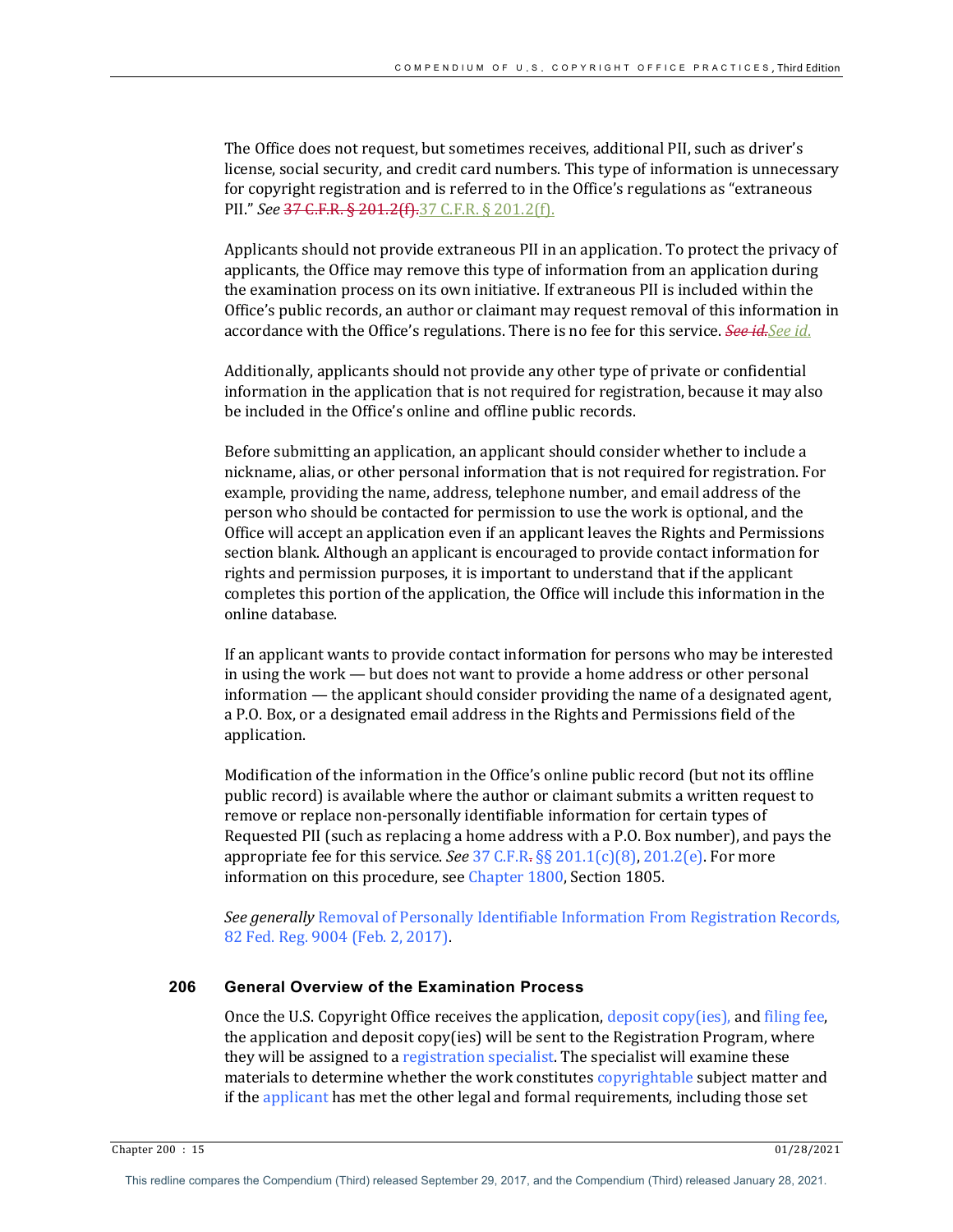The Office does not request, but sometimes receives, additional PII, such as driver's license, social security, and credit card numbers. This type of information is unnecessary for copyright registration and is referred to in the Office's regulations as "extraneous PII." *See* ~~37 C.F.R. § 201.2(f).~~37 C.F.R. § 201.2(f).

Applicants should not provide extraneous PII in an application. To protect the privacy of applicants, the Office may remove this type of information from an application during the examination process on its own initiative. If extraneous PII is included within the Office's public records, an author or claimant may request removal of this information in accordance with the Office's regulations. There is no fee for this service. ~~*See id.*~~*See id.*

Additionally, applicants should not provide any other type of private or confidential information in the application that is not required for registration, because it may also be included in the Office's online and offline public records.

Before submitting an application, an applicant should consider whether to include a nickname, alias, or other personal information that is not required for registration. For example, providing the name, address, telephone number, and email address of the person who should be contacted for permission to use the work is optional, and the Office will accept an application even if an applicant leaves the Rights and Permissions section blank. Although an applicant is encouraged to provide contact information for rights and permission purposes, it is important to understand that if the applicant completes this portion of the application, the Office will include this information in the online database.

If an applicant wants to provide contact information for persons who may be interested in using the work — but does not want to provide a home address or other personal information — the applicant should consider providing the name of a designated agent, a P.O. Box, or a designated email address in the Rights and Permissions field of the application.

Modification of the information in the Office's online public record (but not its offline public record) is available where the author or claimant submits a written request to remove or replace non-personally identifiable information for certain types of Requested PII (such as replacing a home address with a P.O. Box number), and pays the appropriate fee for this service. *See* 37 C.F.R.~~.~~ §§ 201.1(c)(8), 201.2(e). For more information on this procedure, see Chapter 1800, Section 1805.

*See generally* Removal of Personally Identifiable Information From Registration Records, 82 Fed. Reg. 9004 (Feb. 2, 2017).

## 206 General Overview of the Examination Process

Once the U.S. Copyright Office receives the application, deposit copy(ies), and filing fee, the application and deposit copy(ies) will be sent to the Registration Program, where they will be assigned to a registration specialist. The specialist will examine these materials to determine whether the work constitutes copyrightable subject matter and if the applicant has met the other legal and formal requirements, including those set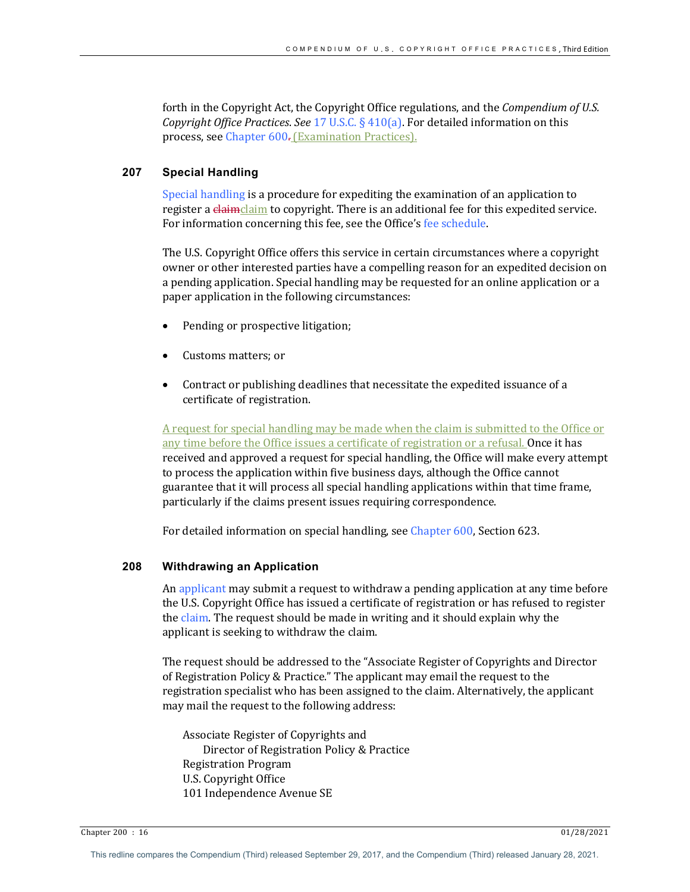forth in the Copyright Act, the Copyright Office regulations, and the *Compendium of U.S. Copyright Office Practices*. *See* 17 U.S.C. § 410(a). For detailed information on this process, see Chapter 600. (Examination Practices).

## 207 Special Handling

Special handling is a procedure for expediting the examination of an application to register a claimclaim to copyright. There is an additional fee for this expedited service. For information concerning this fee, see the Office's fee schedule.

The U.S. Copyright Office offers this service in certain circumstances where a copyright owner or other interested parties have a compelling reason for an expedited decision on a pending application. Special handling may be requested for an online application or a paper application in the following circumstances:

- Pending or prospective litigation;
- Customs matters; or
- Contract or publishing deadlines that necessitate the expedited issuance of a certificate of registration.

A request for special handling may be made when the claim is submitted to the Office or any time before the Office issues a certificate of registration or a refusal. Once it has received and approved a request for special handling, the Office will make every attempt to process the application within five business days, although the Office cannot guarantee that it will process all special handling applications within that time frame, particularly if the claims present issues requiring correspondence.

For detailed information on special handling, see Chapter 600, Section 623.

## 208 Withdrawing an Application

An applicant may submit a request to withdraw a pending application at any time before the U.S. Copyright Office has issued a certificate of registration or has refused to register the claim. The request should be made in writing and it should explain why the applicant is seeking to withdraw the claim.

The request should be addressed to the "Associate Register of Copyrights and Director of Registration Policy & Practice." The applicant may email the request to the registration specialist who has been assigned to the claim. Alternatively, the applicant may mail the request to the following address:

Associate Register of Copyrights and  
Director of Registration Policy & Practice  
Registration Program  
U.S. Copyright Office  
101 Independence Avenue SE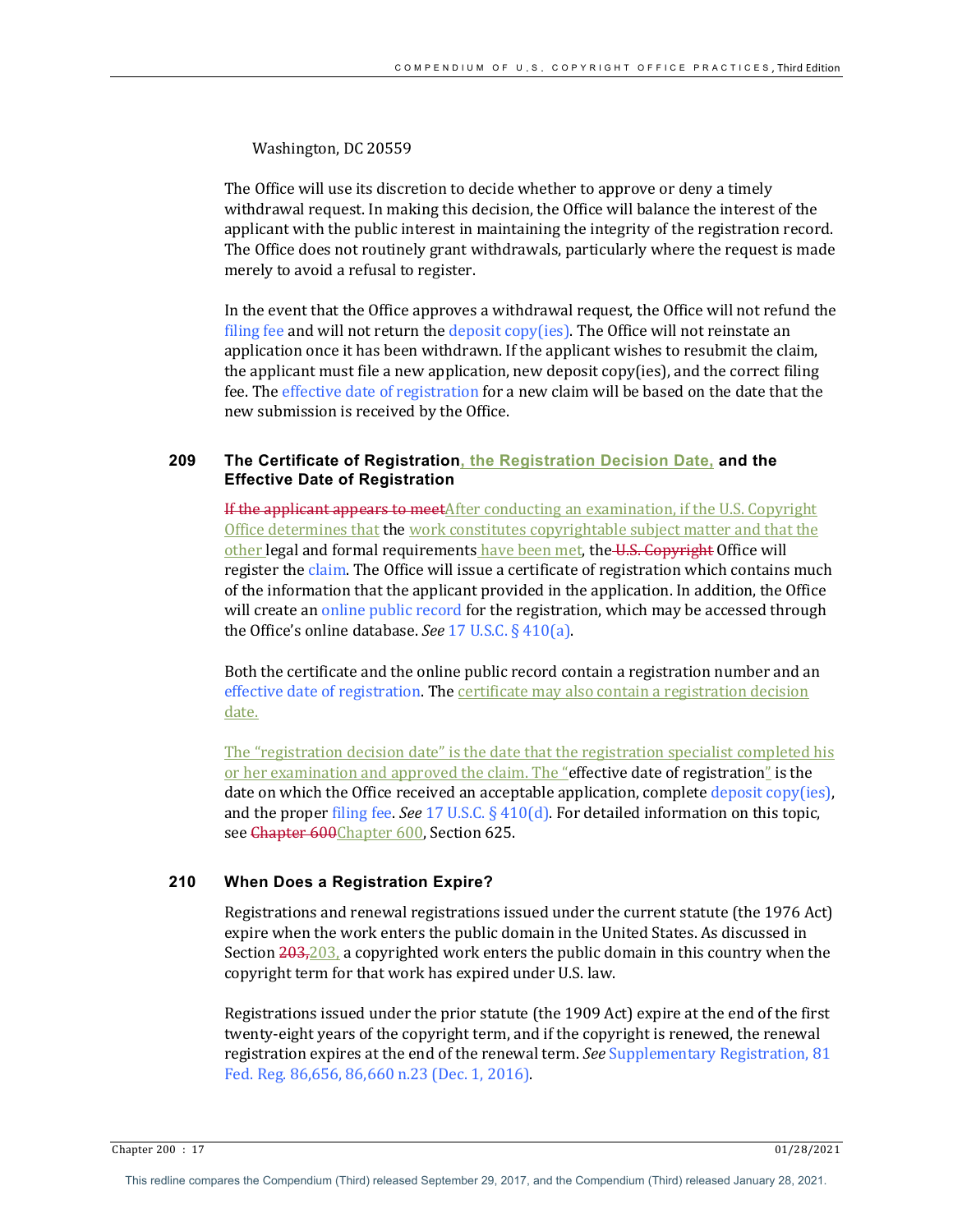Washington, DC 20559

The Office will use its discretion to decide whether to approve or deny a timely withdrawal request. In making this decision, the Office will balance the interest of the applicant with the public interest in maintaining the integrity of the registration record. The Office does not routinely grant withdrawals, particularly where the request is made merely to avoid a refusal to register.

In the event that the Office approves a withdrawal request, the Office will not refund the filing fee and will not return the deposit copy(ies). The Office will not reinstate an application once it has been withdrawn. If the applicant wishes to resubmit the claim, the applicant must file a new application, new deposit copy(ies), and the correct filing fee. The effective date of registration for a new claim will be based on the date that the new submission is received by the Office.

## 209 The Certificate of Registration, the Registration Decision Date, and the Effective Date of Registration

~~If the applicant appears to meet~~After conducting an examination, if the U.S. Copyright Office determines that the work constitutes copyrightable subject matter and that the other legal and formal requirements have been met, the ~~U.S. Copyright~~ Office will register the claim. The Office will issue a certificate of registration which contains much of the information that the applicant provided in the application. In addition, the Office will create an online public record for the registration, which may be accessed through the Office's online database. *See* 17 U.S.C. § 410(a).

Both the certificate and the online public record contain a registration number and an effective date of registration. The certificate may also contain a registration decision date.

The "registration decision date" is the date that the registration specialist completed his or her examination and approved the claim. The "effective date of registration" is the date on which the Office received an acceptable application, complete deposit copy(ies), and the proper filing fee. *See* 17 U.S.C. § 410(d). For detailed information on this topic, see ~~Chapter 600~~Chapter 600, Section 625.

## 210 When Does a Registration Expire?

Registrations and renewal registrations issued under the current statute (the 1976 Act) expire when the work enters the public domain in the United States. As discussed in Section ~~203,~~203, a copyrighted work enters the public domain in this country when the copyright term for that work has expired under U.S. law.

Registrations issued under the prior statute (the 1909 Act) expire at the end of the first twenty-eight years of the copyright term, and if the copyright is renewed, the renewal registration expires at the end of the renewal term. *See* Supplementary Registration, 81 Fed. Reg. 86,656, 86,660 n.23 (Dec. 1, 2016).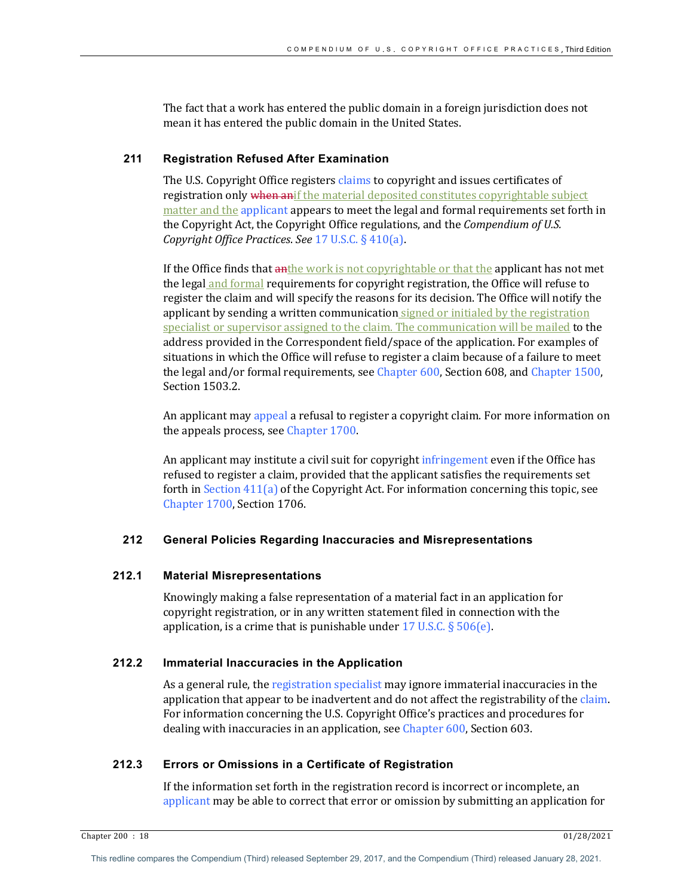The fact that a work has entered the public domain in a foreign jurisdiction does not mean it has entered the public domain in the United States.

## 211 Registration Refused After Examination

The U.S. Copyright Office registers claims to copyright and issues certificates of registration only ~~when an~~if the material deposited constitutes copyrightable subject matter and the applicant appears to meet the legal and formal requirements set forth in the Copyright Act, the Copyright Office regulations, and the *Compendium of U.S. Copyright Office Practices*. *See* 17 U.S.C. § 410(a).

If the Office finds that ~~an~~the work is not copyrightable or that the applicant has not met the legal and formal requirements for copyright registration, the Office will refuse to register the claim and will specify the reasons for its decision. The Office will notify the applicant by sending a written communication signed or initialed by the registration specialist or supervisor assigned to the claim. The communication will be mailed to the address provided in the Correspondent field/space of the application. For examples of situations in which the Office will refuse to register a claim because of a failure to meet the legal and/or formal requirements, see Chapter 600, Section 608, and Chapter 1500, Section 1503.2.

An applicant may appeal a refusal to register a copyright claim. For more information on the appeals process, see Chapter 1700.

An applicant may institute a civil suit for copyright infringement even if the Office has refused to register a claim, provided that the applicant satisfies the requirements set forth in Section 411(a) of the Copyright Act. For information concerning this topic, see Chapter 1700, Section 1706.

## 212 General Policies Regarding Inaccuracies and Misrepresentations

### 212.1 Material Misrepresentations

Knowingly making a false representation of a material fact in an application for copyright registration, or in any written statement filed in connection with the application, is a crime that is punishable under 17 U.S.C. § 506(e).

### 212.2 Immaterial Inaccuracies in the Application

As a general rule, the registration specialist may ignore immaterial inaccuracies in the application that appear to be inadvertent and do not affect the registrability of the claim. For information concerning the U.S. Copyright Office's practices and procedures for dealing with inaccuracies in an application, see Chapter 600, Section 603.

### 212.3 Errors or Omissions in a Certificate of Registration

If the information set forth in the registration record is incorrect or incomplete, an applicant may be able to correct that error or omission by submitting an application for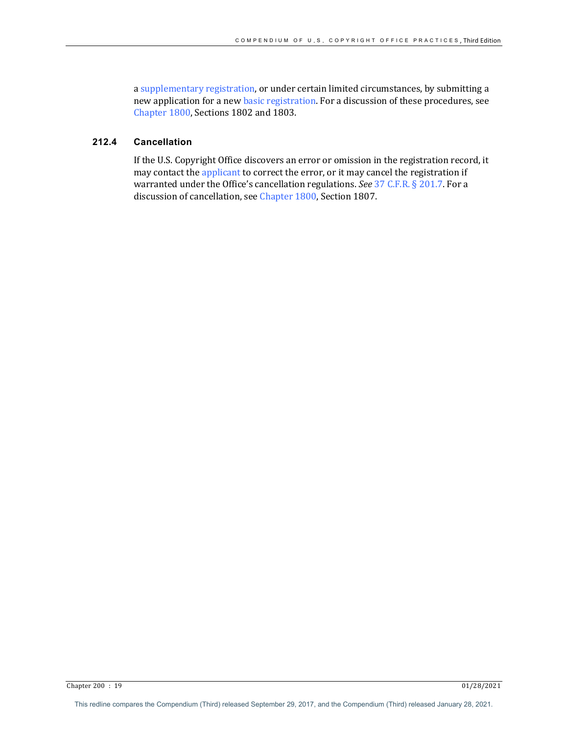a supplementary registration, or under certain limited circumstances, by submitting a new application for a new basic registration. For a discussion of these procedures, see Chapter 1800, Sections 1802 and 1803.

### 212.4 Cancellation

If the U.S. Copyright Office discovers an error or omission in the registration record, it may contact the applicant to correct the error, or it may cancel the registration if warranted under the Office's cancellation regulations. *See* 37 C.F.R. § 201.7. For a discussion of cancellation, see Chapter 1800, Section 1807.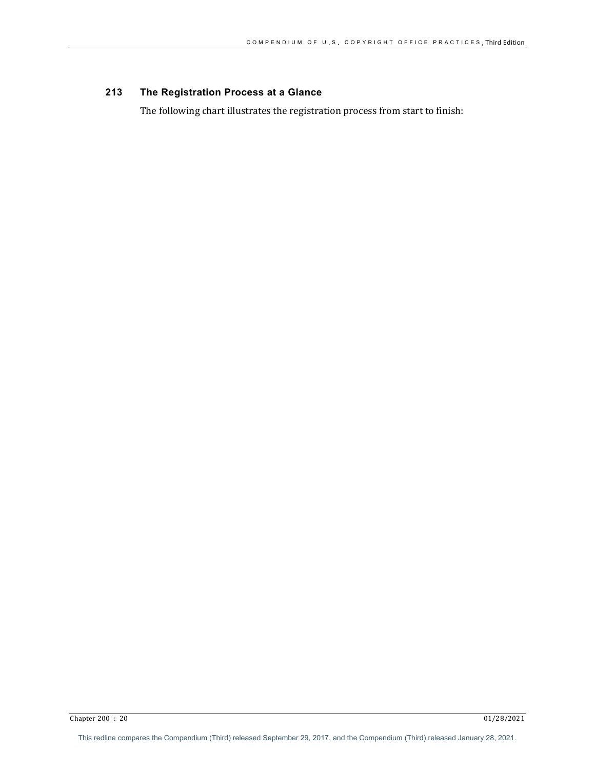## 213 The Registration Process at a Glance

The following chart illustrates the registration process from start to finish:

This redline compares the Compendium (Third) released September 29, 2017, and the Compendium (Third) released January 28, 2021.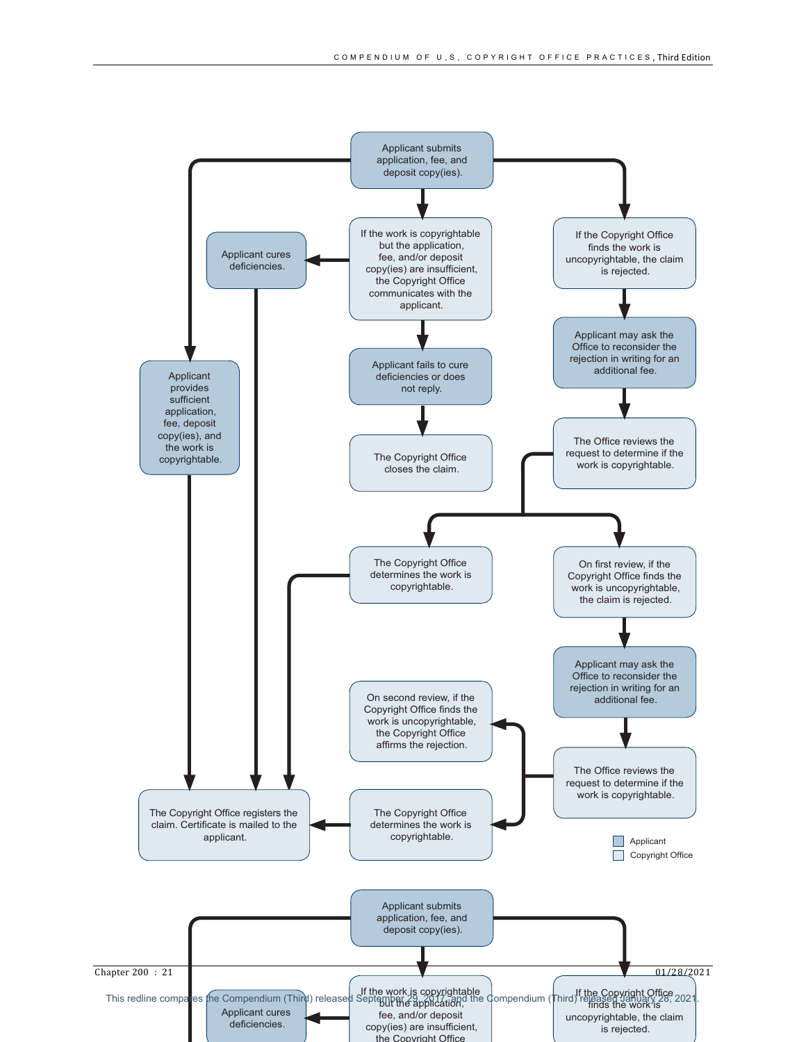Applicant submits application, fee, and deposit copy(ies).

If the work is copyrightable but the application, fee, and/or deposit copy(ies) are insufficient, the Copyright Office communicates with the applicant.

Applicant cures deficiencies.

If the Copyright Office finds the work is uncopyrightable, the claim is rejected.

Applicant may ask the Office to reconsider the rejection in writing for an additional fee.

Applicant provides sufficient application, fee, deposit copy(ies), and the work is copyrightable.

Applicant fails to cure deficiencies or does not reply.

The Copyright Office closes the claim.

The Office reviews the request to determine if the work is copyrightable.

The Copyright Office determines the work is copyrightable.

On first review, if the Copyright Office finds the work is uncopyrightable, the claim is rejected.

Applicant may ask the Office to reconsider the rejection in writing for an additional fee.

On second review, if the Copyright Office finds the work is uncopyrightable, the Copyright Office affirms the rejection.

The Office reviews the request to determine if the work is copyrightable.

The Copyright Office registers the claim. Certificate is mailed to the applicant.

The Copyright Office determines the work is copyrightable.

Applicant

Copyright Office

Applicant submits application, fee, and deposit copy(ies).

If the work is copyrightable but the application, fee, and/or deposit copy(ies) are insufficient, the Copyright Office

Applicant cures deficiencies.

If the Copyright Office finds the work is uncopyrightable, the claim is rejected.

This redline compares the Compendium (Third) released September 29, 2017, and the Compendium (Third) released January 28, 2021.